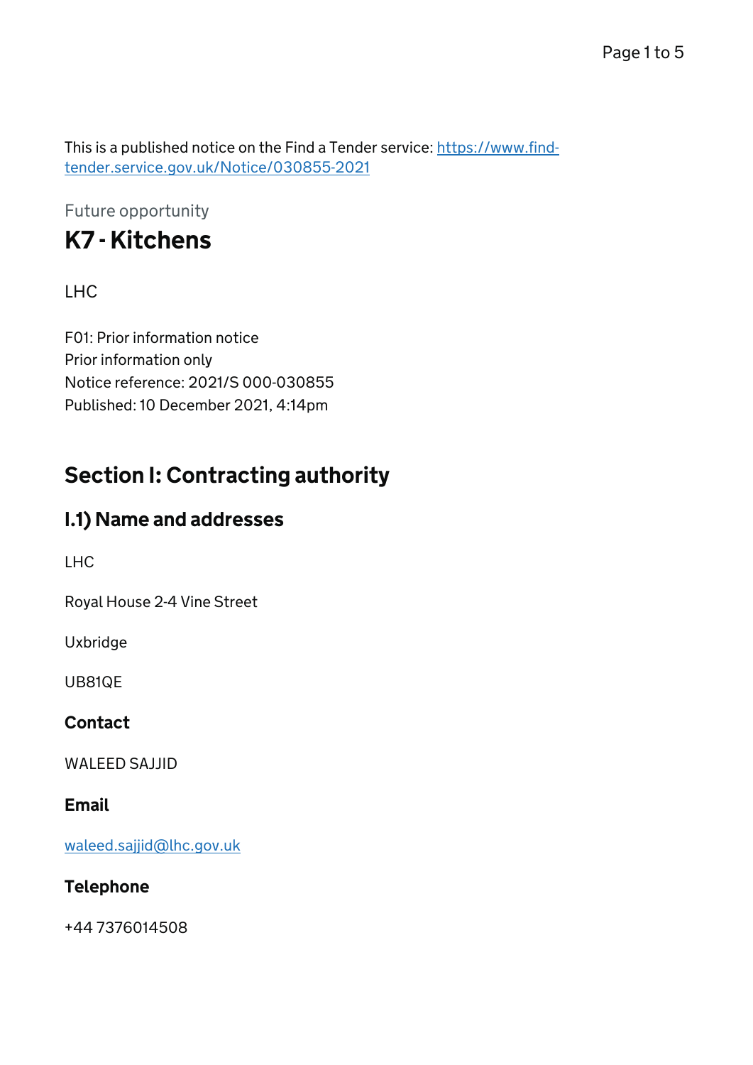This is a published notice on the Find a Tender service: [https://www.find-tender.service.gov.uk/Notice/030855-2021](https://www.find-tender.service.gov.uk/Notice/030855-2021)

Future opportunity

# K7 - Kitchens

LHC

F01: Prior information notice
Prior information only
Notice reference: 2021/S 000-030855
Published: 10 December 2021, 4:14pm

## Section I: Contracting authority

### I.1) Name and addresses

LHC

Royal House 2-4 Vine Street

Uxbridge

UB81QE

#### Contact

WALEED SAJJID

#### Email

[waleed.sajjid@lhc.gov.uk](mailto:waleed.sajjid@lhc.gov.uk)

#### Telephone

+44 7376014508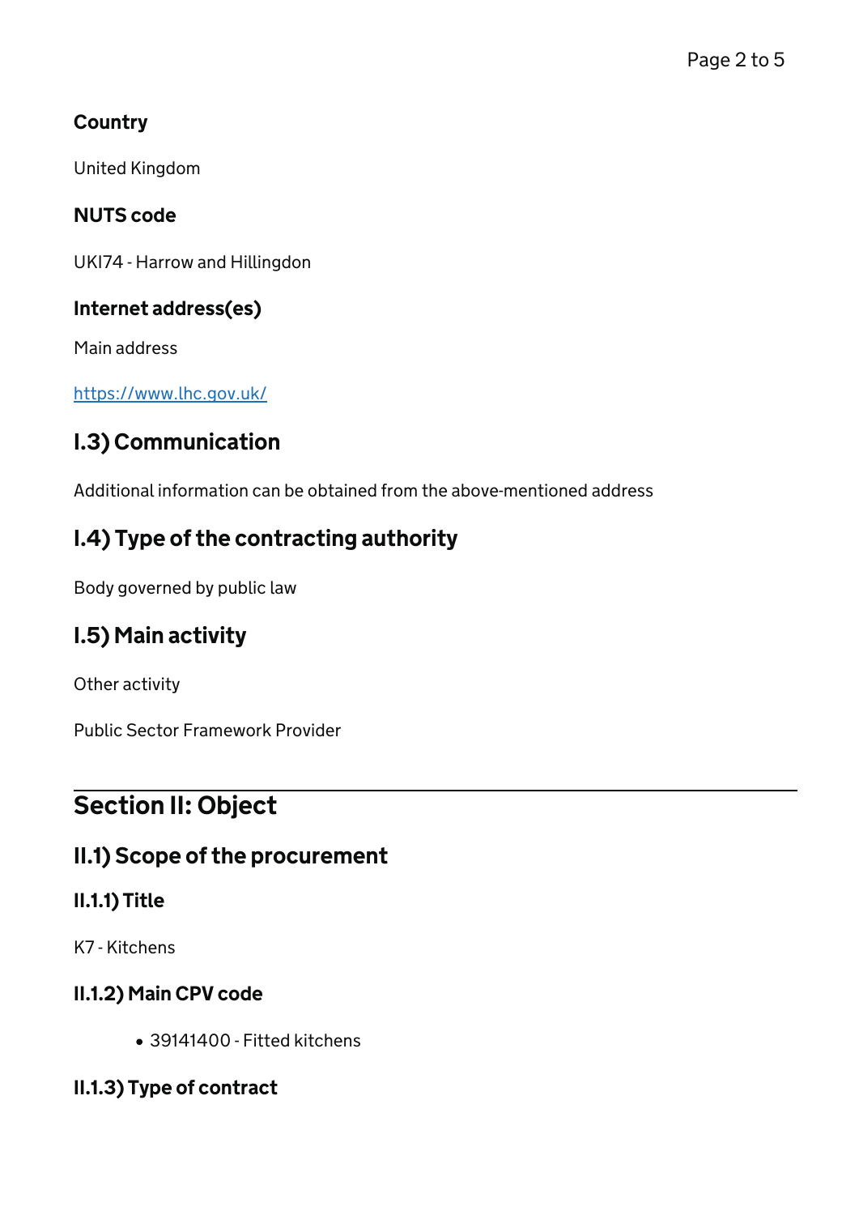#### Country

United Kingdom

#### NUTS code

UKI74 - Harrow and Hillingdon

#### Internet address(es)

Main address

https://www.lhc.gov.uk/

### I.3) Communication

Additional information can be obtained from the above-mentioned address

### I.4) Type of the contracting authority

Body governed by public law

### I.5) Main activity

Other activity

Public Sector Framework Provider

## Section II: Object

### II.1) Scope of the procurement

#### II.1.1) Title

K7 - Kitchens

#### II.1.2) Main CPV code

- 39141400 - Fitted kitchens

#### II.1.3) Type of contract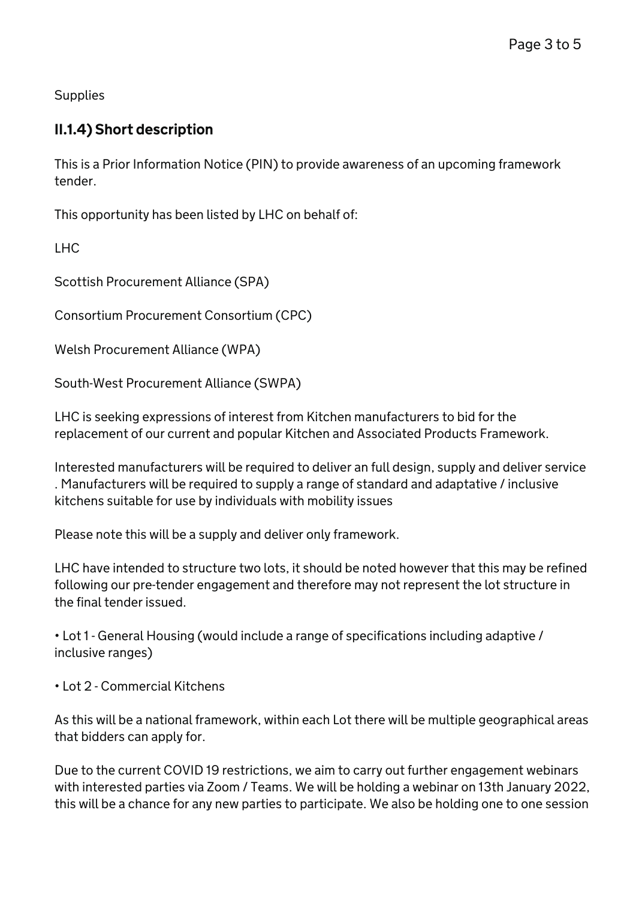Supplies

## II.1.4) Short description

This is a Prior Information Notice (PIN) to provide awareness of an upcoming framework tender.

This opportunity has been listed by LHC on behalf of:

LHC

Scottish Procurement Alliance (SPA)

Consortium Procurement Consortium (CPC)

Welsh Procurement Alliance (WPA)

South-West Procurement Alliance (SWPA)

LHC is seeking expressions of interest from Kitchen manufacturers to bid for the replacement of our current and popular Kitchen and Associated Products Framework.

Interested manufacturers will be required to deliver an full design, supply and deliver service . Manufacturers will be required to supply a range of standard and adaptative / inclusive kitchens suitable for use by individuals with mobility issues

Please note this will be a supply and deliver only framework.

LHC have intended to structure two lots, it should be noted however that this may be refined following our pre-tender engagement and therefore may not represent the lot structure in the final tender issued.

• Lot 1 - General Housing (would include a range of specifications including adaptive / inclusive ranges)

• Lot 2 - Commercial Kitchens

As this will be a national framework, within each Lot there will be multiple geographical areas that bidders can apply for.

Due to the current COVID 19 restrictions, we aim to carry out further engagement webinars with interested parties via Zoom / Teams. We will be holding a webinar on 13th January 2022, this will be a chance for any new parties to participate. We also be holding one to one session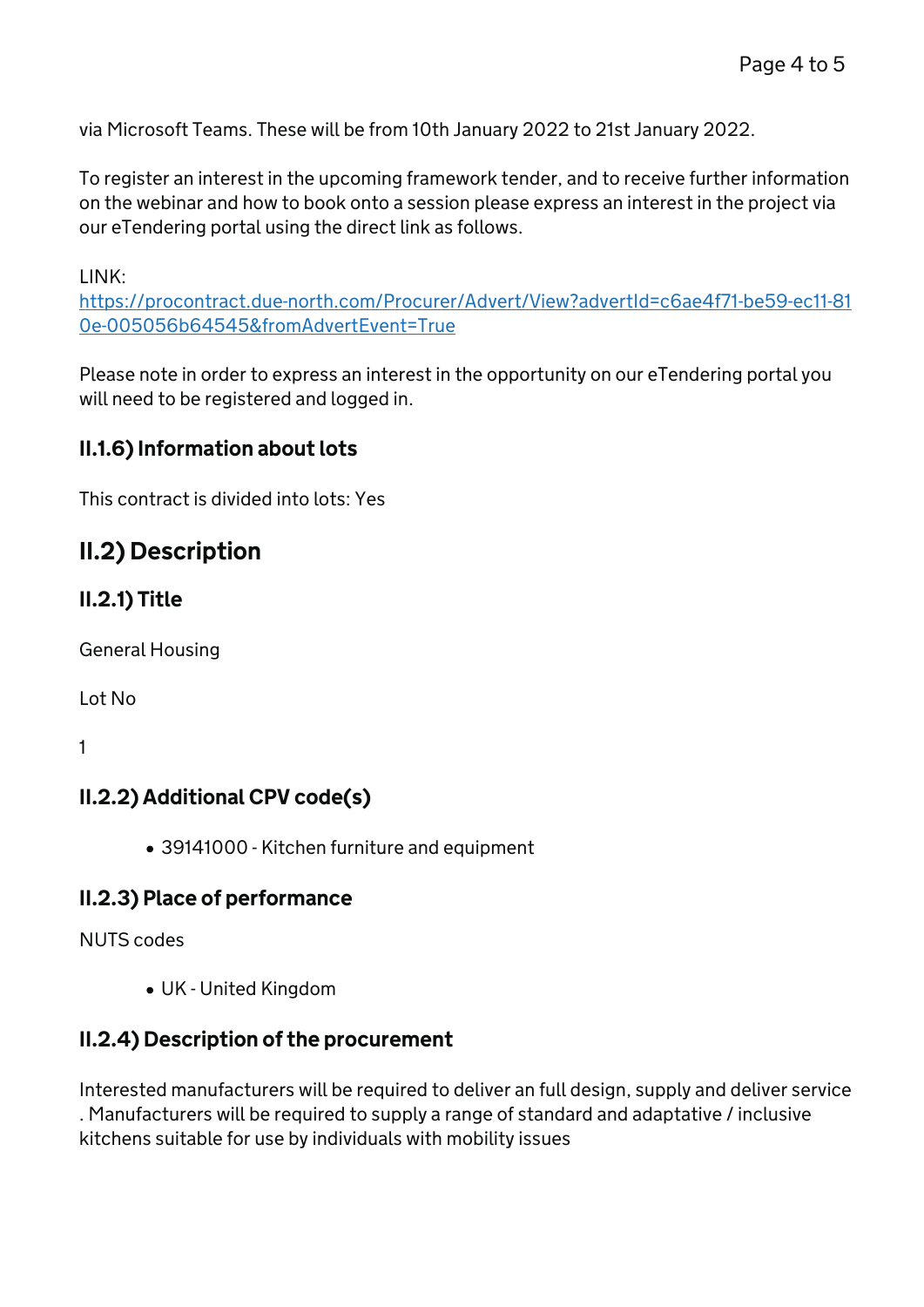via Microsoft Teams. These will be from 10th January 2022 to 21st January 2022.

To register an interest in the upcoming framework tender, and to receive further information on the webinar and how to book onto a session please express an interest in the project via our eTendering portal using the direct link as follows.

LINK:
[https://procontract.due-north.com/Procurer/Advert/View?advertId=c6ae4f71-be59-ec11-810e-005056b64545&fromAdvertEvent=True](https://procontract.due-north.com/Procurer/Advert/View?advertId=c6ae4f71-be59-ec11-810e-005056b64545&fromAdvertEvent=True)

Please note in order to express an interest in the opportunity on our eTendering portal you will need to be registered and logged in.

### II.1.6) Information about lots

This contract is divided into lots: Yes

## II.2) Description

### II.2.1) Title

General Housing

Lot No

1

### II.2.2) Additional CPV code(s)

- 39141000 - Kitchen furniture and equipment

### II.2.3) Place of performance

NUTS codes

- UK - United Kingdom

### II.2.4) Description of the procurement

Interested manufacturers will be required to deliver an full design, supply and deliver service . Manufacturers will be required to supply a range of standard and adaptative / inclusive kitchens suitable for use by individuals with mobility issues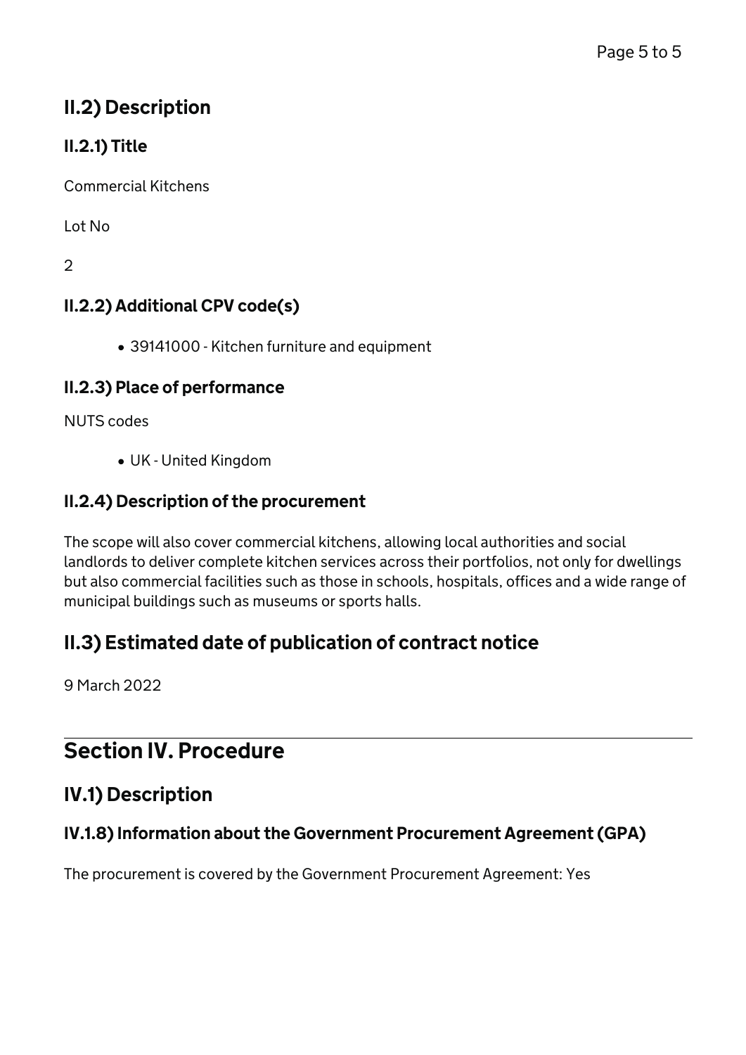## II.2) Description

### II.2.1) Title

Commercial Kitchens

Lot No

2

### II.2.2) Additional CPV code(s)

- 39141000 - Kitchen furniture and equipment

### II.2.3) Place of performance

NUTS codes

- UK - United Kingdom

### II.2.4) Description of the procurement

The scope will also cover commercial kitchens, allowing local authorities and social landlords to deliver complete kitchen services across their portfolios, not only for dwellings but also commercial facilities such as those in schools, hospitals, offices and a wide range of municipal buildings such as museums or sports halls.

## II.3) Estimated date of publication of contract notice

9 March 2022

# Section IV. Procedure

## IV.1) Description

### IV.1.8) Information about the Government Procurement Agreement (GPA)

The procurement is covered by the Government Procurement Agreement: Yes